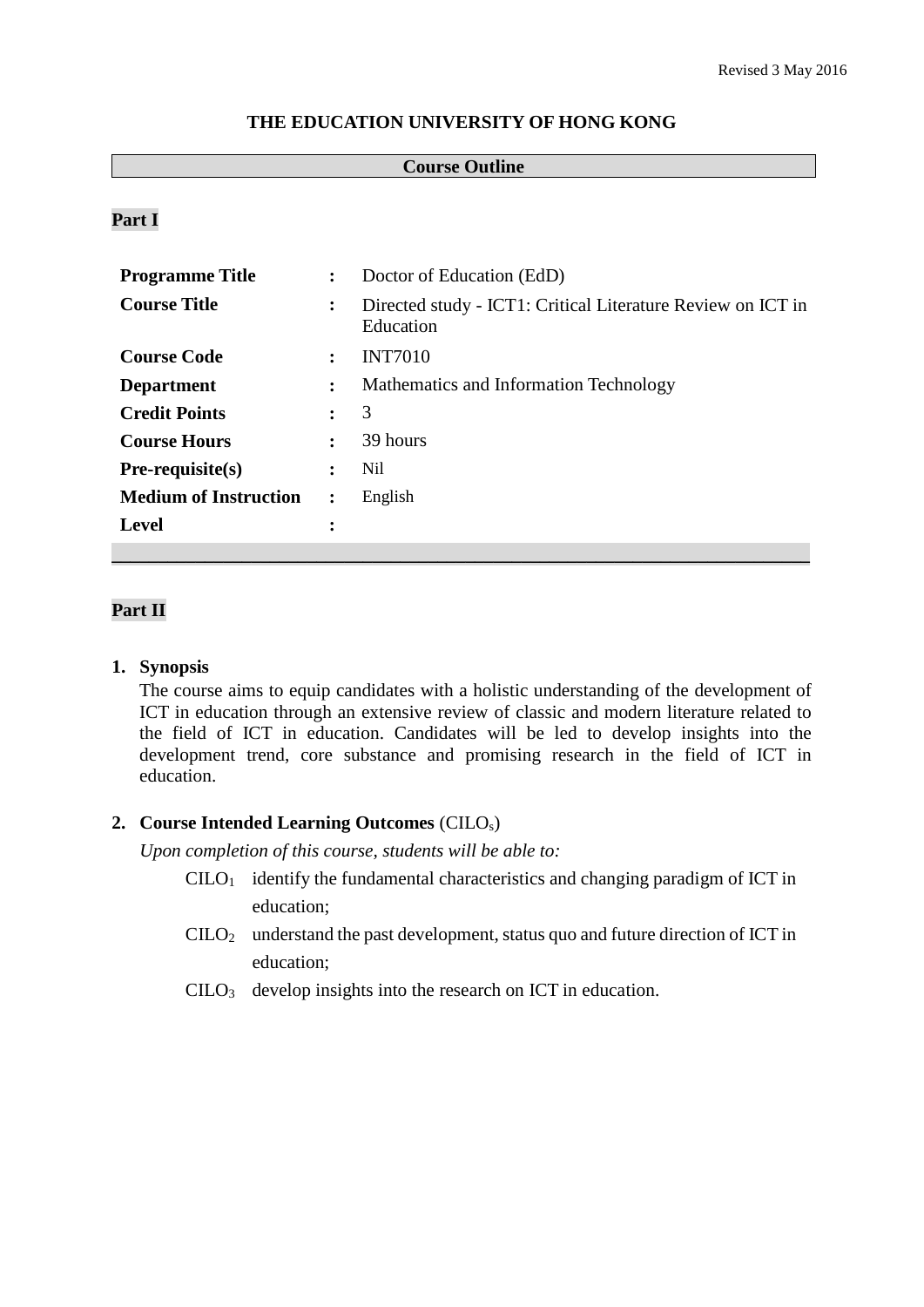Revised 3 May 2016

**THE EDUCATION UNIVERSITY OF HONG KONG**

**Course Outline**

## Part I

| | | |
|---|---|---|
| **Programme Title** | **:** | Doctor of Education (EdD) |
| **Course Title** | **:** | Directed study - ICT1: Critical Literature Review on ICT in Education |
| **Course Code** | **:** | INT7010 |
| **Department** | **:** | Mathematics and Information Technology |
| **Credit Points** | **:** | 3 |
| **Course Hours** | **:** | 39 hours |
| **Pre-requisite(s)** | **:** | Nil |
| **Medium of Instruction** | **:** | English |
| **Level** | **:** | |

## Part II

**1. Synopsis**

The course aims to equip candidates with a holistic understanding of the development of ICT in education through an extensive review of classic and modern literature related to the field of ICT in education. Candidates will be led to develop insights into the development trend, core substance and promising research in the field of ICT in education.

**2. Course Intended Learning Outcomes** ($CILO_s$)

*Upon completion of this course, students will be able to:*

- $CILO_1$ identify the fundamental characteristics and changing paradigm of ICT in education;
- $CILO_2$ understand the past development, status quo and future direction of ICT in education;
- $CILO_3$ develop insights into the research on ICT in education.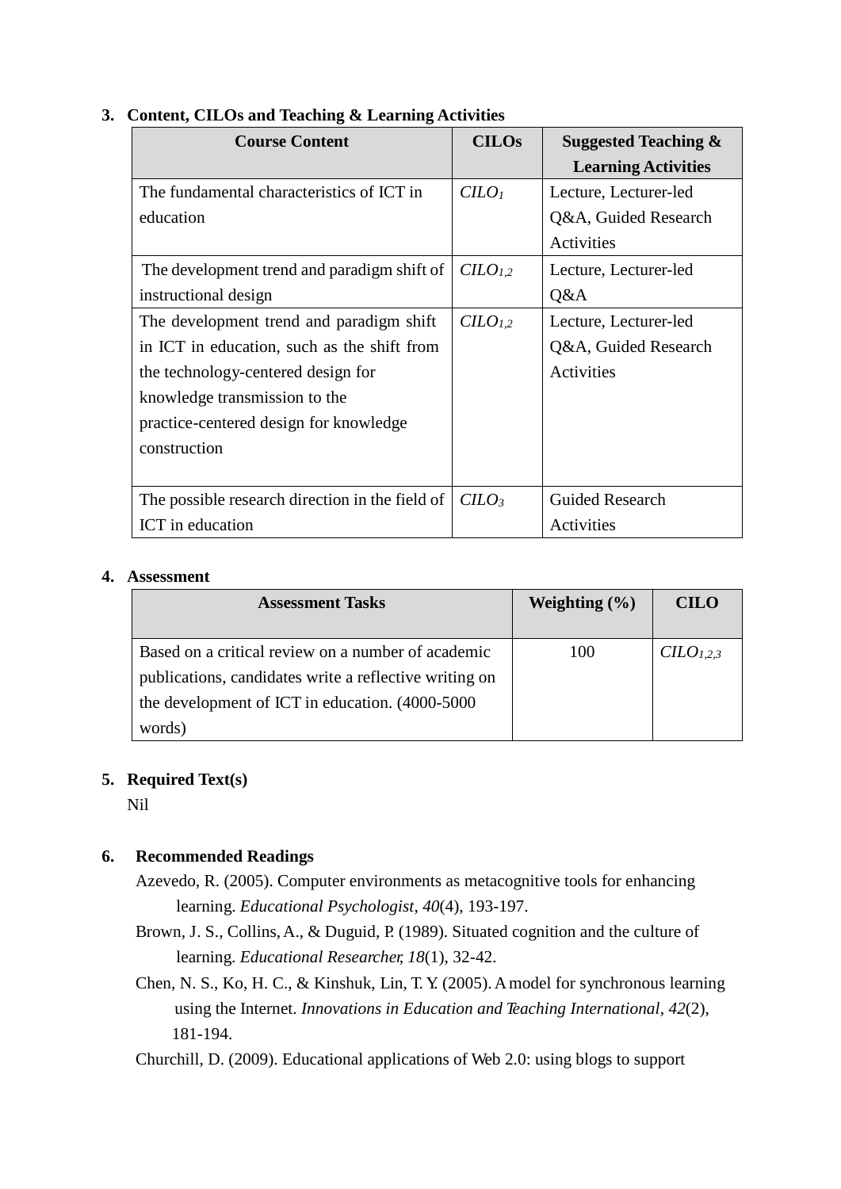## 3. Content, CILOs and Teaching & Learning Activities

| Course Content | CILOs | Suggested Teaching & Learning Activities |
|---|---|---|
| The fundamental characteristics of ICT in education | *CILO*$_1$ | Lecture, Lecturer-led Q&A, Guided Research Activities |
| The development trend and paradigm shift of instructional design | *CILO*$_{1,2}$ | Lecture, Lecturer-led Q&A |
| The development trend and paradigm shift in ICT in education, such as the shift from the technology-centered design for knowledge transmission to the practice-centered design for knowledge construction | *CILO*$_{1,2}$ | Lecture, Lecturer-led Q&A, Guided Research Activities |
| The possible research direction in the field of ICT in education | *CILO*$_3$ | Guided Research Activities |

## 4. Assessment

| Assessment Tasks | Weighting (%) | CILO |
|---|---|---|
| Based on a critical review on a number of academic publications, candidates write a reflective writing on the development of ICT in education. (4000-5000 words) | 100 | *CILO*$_{1,2,3}$ |

## 5. Required Text(s)

Nil

## 6. Recommended Readings

Azevedo, R. (2005). Computer environments as metacognitive tools for enhancing learning. *Educational Psychologist*, *40*(4), 193-197.

Brown, J. S., Collins, A., & Duguid, P. (1989). Situated cognition and the culture of learning. *Educational Researcher, 18*(1), 32-42.

Chen, N. S., Ko, H. C., & Kinshuk, Lin, T. Y. (2005). A model for synchronous learning using the Internet. *Innovations in Education and Teaching International*, *42*(2), 181-194.

Churchill, D. (2009). Educational applications of Web 2.0: using blogs to support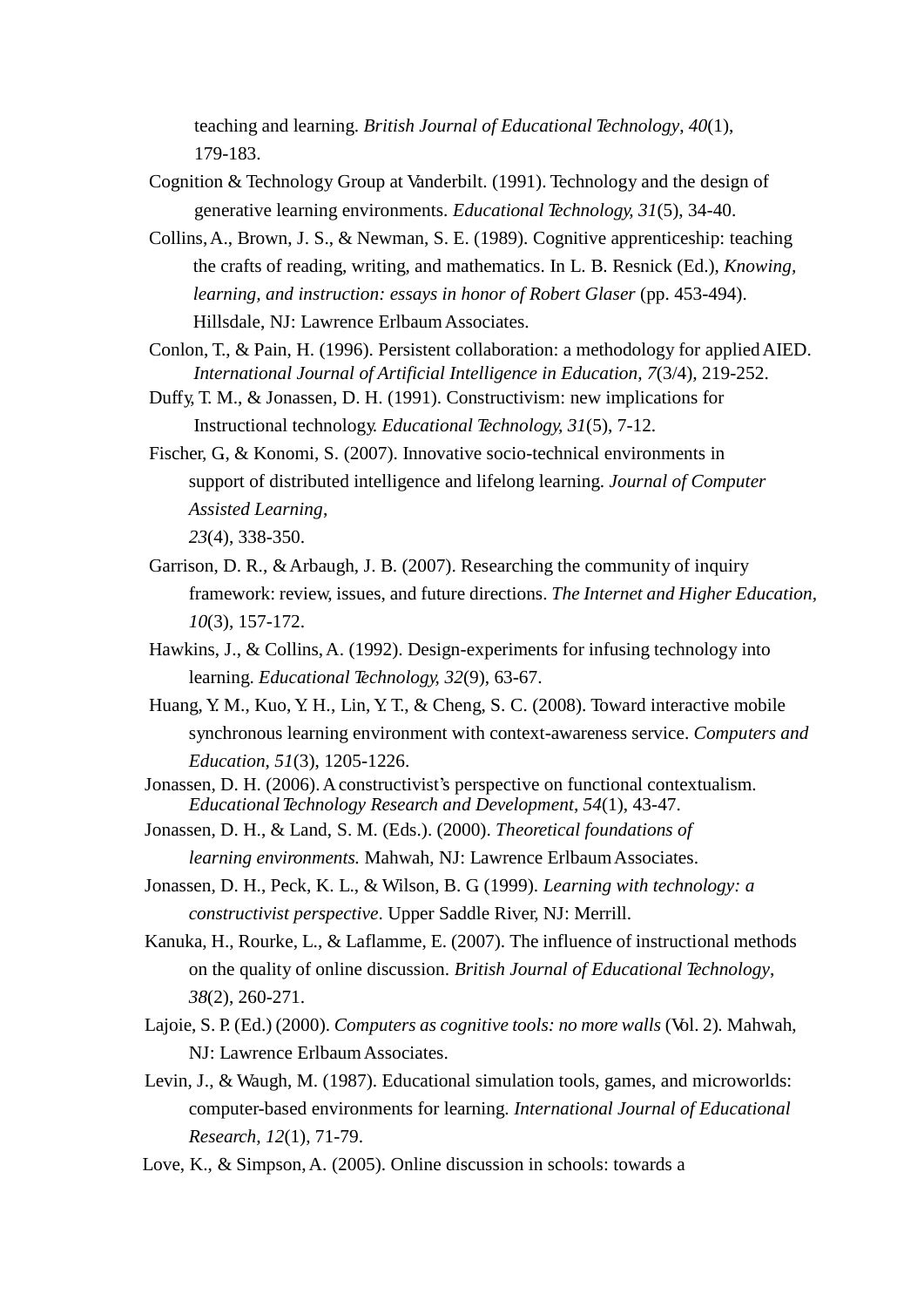teaching and learning. *British Journal of Educational Technology, 40*(1), 179-183.

Cognition & Technology Group at Vanderbilt. (1991). Technology and the design of generative learning environments. *Educational Technology, 31*(5), 34-40.

Collins, A., Brown, J. S., & Newman, S. E. (1989). Cognitive apprenticeship: teaching the crafts of reading, writing, and mathematics. In L. B. Resnick (Ed.), *Knowing, learning, and instruction: essays in honor of Robert Glaser* (pp. 453-494). Hillsdale, NJ: Lawrence Erlbaum Associates.

Conlon, T., & Pain, H. (1996). Persistent collaboration: a methodology for applied AIED. *International Journal of Artificial Intelligence in Education, 7*(3/4), 219-252.

Duffy, T. M., & Jonassen, D. H. (1991). Constructivism: new implications for Instructional technology. *Educational Technology, 31*(5), 7-12.

Fischer, G, & Konomi, S. (2007). Innovative socio-technical environments in support of distributed intelligence and lifelong learning. *Journal of Computer Assisted Learning*, *23*(4), 338-350.

Garrison, D. R., & Arbaugh, J. B. (2007). Researching the community of inquiry framework: review, issues, and future directions. *The Internet and Higher Education*, *10*(3), 157-172.

Hawkins, J., & Collins, A. (1992). Design-experiments for infusing technology into learning. *Educational Technology, 32*(9), 63-67.

Huang, Y. M., Kuo, Y. H., Lin, Y. T., & Cheng, S. C. (2008). Toward interactive mobile synchronous learning environment with context-awareness service. *Computers and Education*, *51*(3), 1205-1226.

Jonassen, D. H. (2006). A constructivist's perspective on functional contextualism. *Educational Technology Research and Development*, *54*(1), 43-47.

Jonassen, D. H., & Land, S. M. (Eds.). (2000). *Theoretical foundations of learning environments.* Mahwah, NJ: Lawrence Erlbaum Associates.

Jonassen, D. H., Peck, K. L., & Wilson, B. G (1999). *Learning with technology: a constructivist perspective*. Upper Saddle River, NJ: Merrill.

Kanuka, H., Rourke, L., & Laflamme, E. (2007). The influence of instructional methods on the quality of online discussion. *British Journal of Educational Technology*, *38*(2), 260-271.

Lajoie, S. P. (Ed.) (2000). *Computers as cognitive tools: no more walls* (Vol. 2). Mahwah, NJ: Lawrence Erlbaum Associates.

Levin, J., & Waugh, M. (1987). Educational simulation tools, games, and microworlds: computer-based environments for learning. *International Journal of Educational Research, 12*(1), 71-79.

Love, K., & Simpson, A. (2005). Online discussion in schools: towards a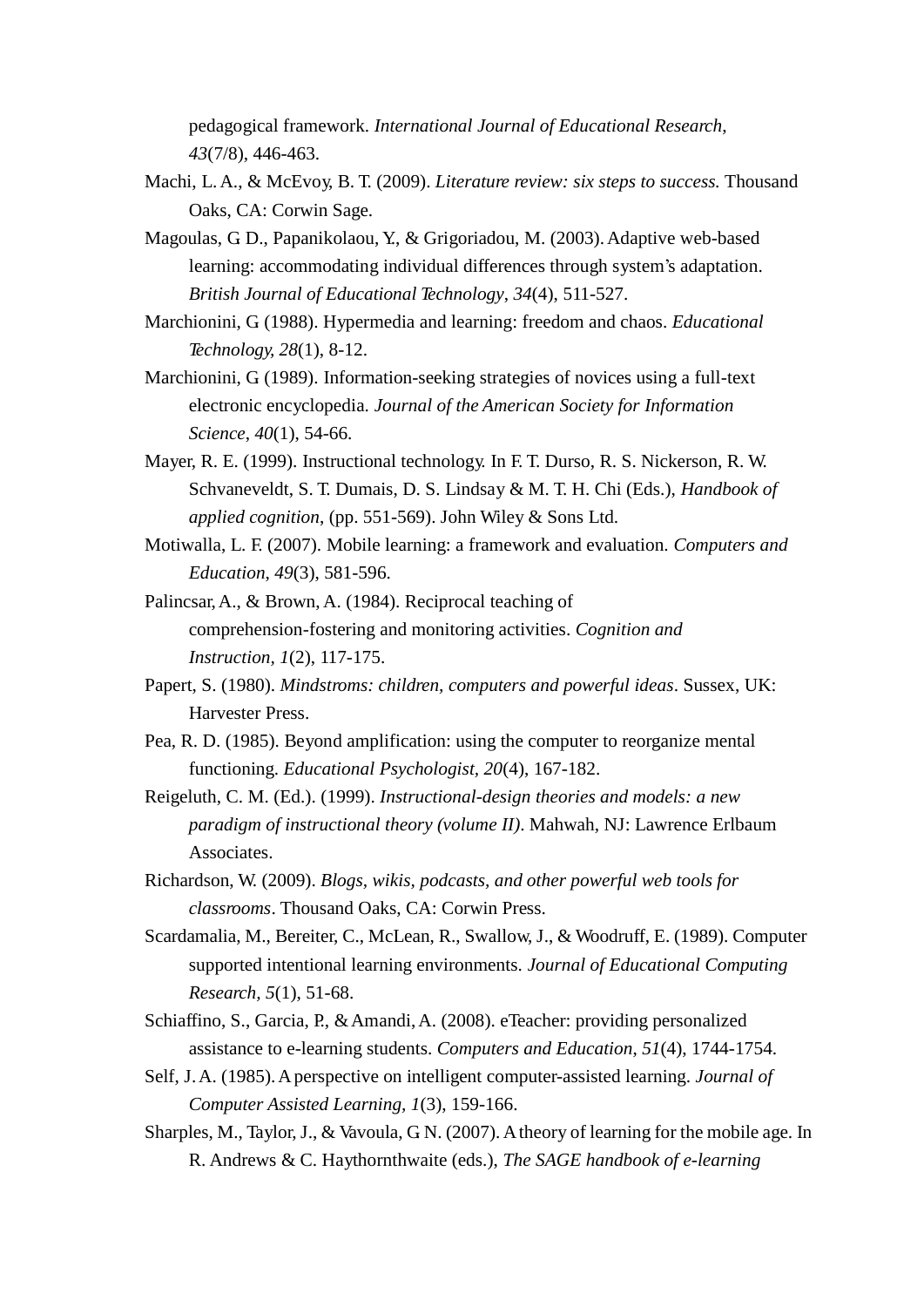pedagogical framework. *International Journal of Educational Research*, *43*(7/8), 446-463.

Machi, L. A., & McEvoy, B. T. (2009). *Literature review: six steps to success.* Thousand Oaks, CA: Corwin Sage.

Magoulas, G D., Papanikolaou, Y., & Grigoriadou, M. (2003). Adaptive web-based learning: accommodating individual differences through system's adaptation. *British Journal of Educational Technology*, *34*(4), 511-527.

Marchionini, G (1988). Hypermedia and learning: freedom and chaos. *Educational Technology*, *28*(1), 8-12.

Marchionini, G (1989). Information-seeking strategies of novices using a full-text electronic encyclopedia. *Journal of the American Society for Information Science*, *40*(1), 54-66.

Mayer, R. E. (1999). Instructional technology. In F. T. Durso, R. S. Nickerson, R. W. Schvaneveldt, S. T. Dumais, D. S. Lindsay & M. T. H. Chi (Eds.), *Handbook of applied cognition*, (pp. 551-569). John Wiley & Sons Ltd.

Motiwalla, L. F. (2007). Mobile learning: a framework and evaluation. *Computers and Education*, *49*(3), 581-596.

Palincsar, A., & Brown, A. (1984). Reciprocal teaching of comprehension-fostering and monitoring activities. *Cognition and Instruction, 1*(2), 117-175.

Papert, S. (1980). *Mindstroms: children, computers and powerful ideas*. Sussex, UK: Harvester Press.

Pea, R. D. (1985). Beyond amplification: using the computer to reorganize mental functioning. *Educational Psychologist, 20*(4), 167-182.

Reigeluth, C. M. (Ed.). (1999). *Instructional-design theories and models: a new paradigm of instructional theory (volume II)*. Mahwah, NJ: Lawrence Erlbaum Associates.

Richardson, W. (2009). *Blogs, wikis, podcasts, and other powerful web tools for classrooms*. Thousand Oaks, CA: Corwin Press.

Scardamalia, M., Bereiter, C., McLean, R., Swallow, J., & Woodruff, E. (1989). Computer supported intentional learning environments. *Journal of Educational Computing Research*, *5*(1), 51-68.

Schiaffino, S., Garcia, P., & Amandi, A. (2008). eTeacher: providing personalized assistance to e-learning students. *Computers and Education*, *51*(4), 1744-1754.

Self, J. A. (1985). A perspective on intelligent computer-assisted learning. *Journal of Computer Assisted Learning, 1*(3), 159-166.

Sharples, M., Taylor, J., & Vavoula, G N. (2007). A theory of learning for the mobile age. In R. Andrews & C. Haythornthwaite (eds.), *The SAGE handbook of e-learning*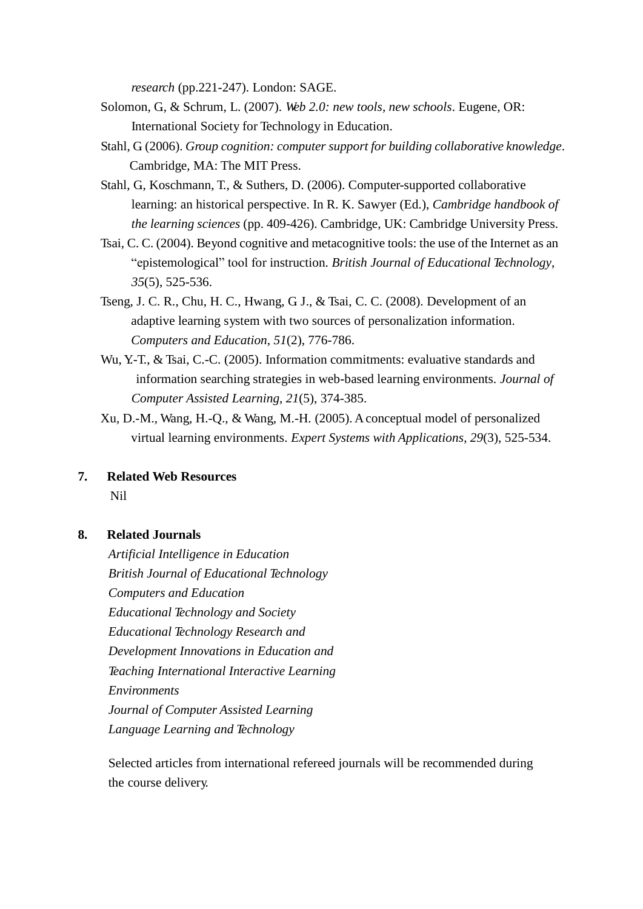*research* (pp.221-247). London: SAGE.

Solomon, G., & Schrum, L. (2007). *Web 2.0: new tools, new schools*. Eugene, OR: International Society for Technology in Education.

Stahl, G (2006). *Group cognition: computer support for building collaborative knowledge*. Cambridge, MA: The MIT Press.

Stahl, G., Koschmann, T., & Suthers, D. (2006). Computer-supported collaborative learning: an historical perspective. In R. K. Sawyer (Ed.), *Cambridge handbook of the learning sciences* (pp. 409-426). Cambridge, UK: Cambridge University Press.

Tsai, C. C. (2004). Beyond cognitive and metacognitive tools: the use of the Internet as an "epistemological" tool for instruction. *British Journal of Educational Technology*, *35*(5), 525-536.

Tseng, J. C. R., Chu, H. C., Hwang, G J., & Tsai, C. C. (2008). Development of an adaptive learning system with two sources of personalization information. *Computers and Education*, *51*(2), 776-786.

Wu, Y.-T., & Tsai, C.-C. (2005). Information commitments: evaluative standards and information searching strategies in web-based learning environments. *Journal of Computer Assisted Learning*, *21*(5), 374-385.

Xu, D.-M., Wang, H.-Q., & Wang, M.-H. (2005). A conceptual model of personalized virtual learning environments. *Expert Systems with Applications*, *29*(3), 525-534.

## 7. Related Web Resources

Nil

## 8. Related Journals

*Artificial Intelligence in Education*
*British Journal of Educational Technology*
*Computers and Education*
*Educational Technology and Society*
*Educational Technology Research and*
*Development Innovations in Education and*
*Teaching International Interactive Learning*
*Environments*
*Journal of Computer Assisted Learning*
*Language Learning and Technology*

Selected articles from international refereed journals will be recommended during the course delivery.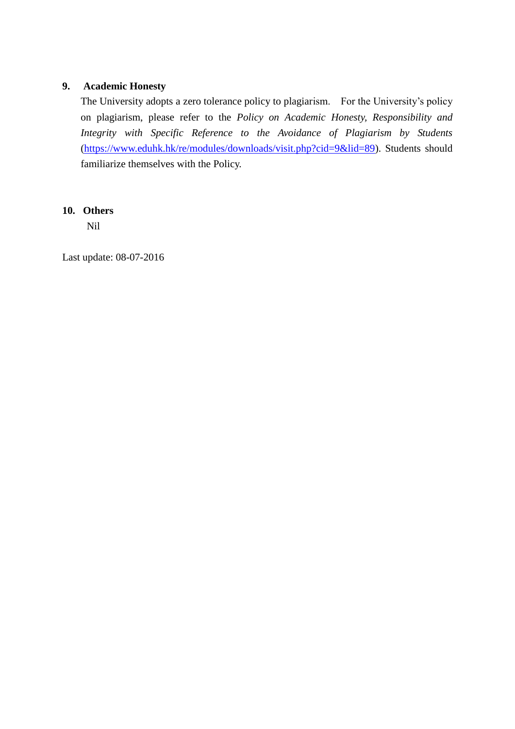## 9. Academic Honesty

The University adopts a zero tolerance policy to plagiarism. For the University's policy on plagiarism, please refer to the *Policy on Academic Honesty, Responsibility and Integrity with Specific Reference to the Avoidance of Plagiarism by Students* (https://www.eduhk.hk/re/modules/downloads/visit.php?cid=9&lid=89). Students should familiarize themselves with the Policy.

## 10. Others

Nil

Last update: 08-07-2016